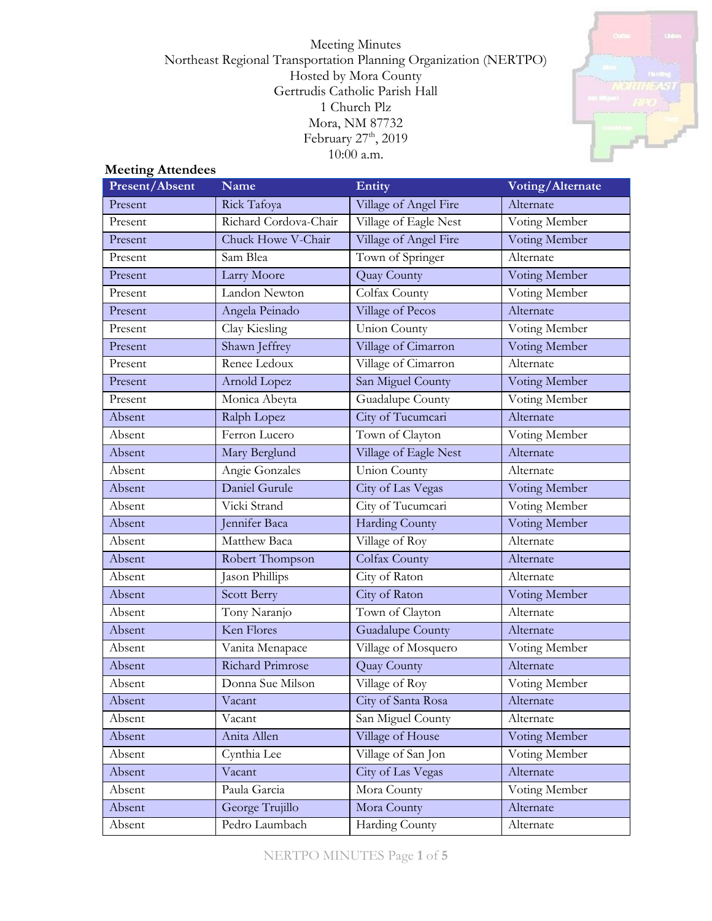Meeting Minutes
Northeast Regional Transportation Planning Organization (NERTPO)
Hosted by Mora County
Gertrudis Catholic Parish Hall
1 Church Plz
Mora, NM 87732
February 27th, 2019
10:00 a.m.

**Meeting Attendees**

| Present/Absent | Name | Entity | Voting/Alternate |
|---|---|---|---|
| Present | Rick Tafoya | Village of Angel Fire | Alternate |
| Present | Richard Cordova-Chair | Village of Eagle Nest | Voting Member |
| Present | Chuck Howe V-Chair | Village of Angel Fire | Voting Member |
| Present | Sam Blea | Town of Springer | Alternate |
| Present | Larry Moore | Quay County | Voting Member |
| Present | Landon Newton | Colfax County | Voting Member |
| Present | Angela Peinado | Village of Pecos | Alternate |
| Present | Clay Kiesling | Union County | Voting Member |
| Present | Shawn Jeffrey | Village of Cimarron | Voting Member |
| Present | Renee Ledoux | Village of Cimarron | Alternate |
| Present | Arnold Lopez | San Miguel County | Voting Member |
| Present | Monica Abeyta | Guadalupe County | Voting Member |
| Absent | Ralph Lopez | City of Tucumcari | Alternate |
| Absent | Ferron Lucero | Town of Clayton | Voting Member |
| Absent | Mary Berglund | Village of Eagle Nest | Alternate |
| Absent | Angie Gonzales | Union County | Alternate |
| Absent | Daniel Gurule | City of Las Vegas | Voting Member |
| Absent | Vicki Strand | City of Tucumcari | Voting Member |
| Absent | Jennifer Baca | Harding County | Voting Member |
| Absent | Matthew Baca | Village of Roy | Alternate |
| Absent | Robert Thompson | Colfax County | Alternate |
| Absent | Jason Phillips | City of Raton | Alternate |
| Absent | Scott Berry | City of Raton | Voting Member |
| Absent | Tony Naranjo | Town of Clayton | Alternate |
| Absent | Ken Flores | Guadalupe County | Alternate |
| Absent | Vanita Menapace | Village of Mosquero | Voting Member |
| Absent | Richard Primrose | Quay County | Alternate |
| Absent | Donna Sue Milson | Village of Roy | Voting Member |
| Absent | Vacant | City of Santa Rosa | Alternate |
| Absent | Vacant | San Miguel County | Alternate |
| Absent | Anita Allen | Village of House | Voting Member |
| Absent | Cynthia Lee | Village of San Jon | Voting Member |
| Absent | Vacant | City of Las Vegas | Alternate |
| Absent | Paula Garcia | Mora County | Voting Member |
| Absent | George Trujillo | Mora County | Alternate |
| Absent | Pedro Laumbach | Harding County | Alternate |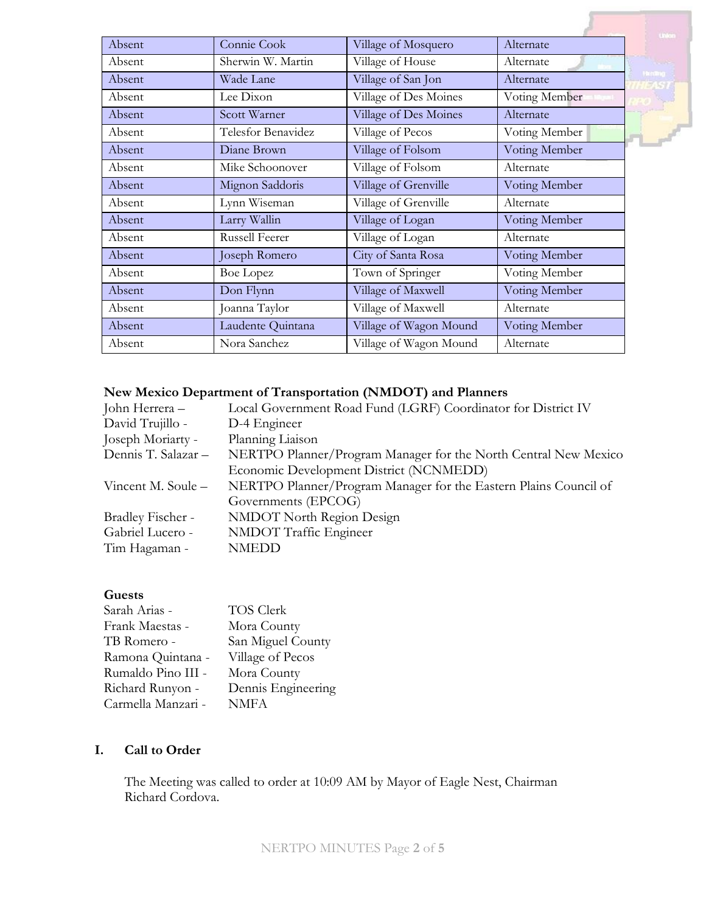| Absent | Connie Cook | Village of Mosquero | Alternate |
|---|---|---|---|
| Absent | Sherwin W. Martin | Village of House | Alternate |
| Absent | Wade Lane | Village of San Jon | Alternate |
| Absent | Lee Dixon | Village of Des Moines | Voting Member |
| Absent | Scott Warner | Village of Des Moines | Alternate |
| Absent | Telesfor Benavidez | Village of Pecos | Voting Member |
| Absent | Diane Brown | Village of Folsom | Voting Member |
| Absent | Mike Schoonover | Village of Folsom | Alternate |
| Absent | Mignon Saddoris | Village of Grenville | Voting Member |
| Absent | Lynn Wiseman | Village of Grenville | Alternate |
| Absent | Larry Wallin | Village of Logan | Voting Member |
| Absent | Russell Feerer | Village of Logan | Alternate |
| Absent | Joseph Romero | City of Santa Rosa | Voting Member |
| Absent | Boe Lopez | Town of Springer | Voting Member |
| Absent | Don Flynn | Village of Maxwell | Voting Member |
| Absent | Joanna Taylor | Village of Maxwell | Alternate |
| Absent | Laudente Quintana | Village of Wagon Mound | Voting Member |
| Absent | Nora Sanchez | Village of Wagon Mound | Alternate |

**New Mexico Department of Transportation (NMDOT) and Planners**

John Herrera – Local Government Road Fund (LGRF) Coordinator for District IV
David Trujillo - D-4 Engineer
Joseph Moriarty - Planning Liaison
Dennis T. Salazar – NERTPO Planner/Program Manager for the North Central New Mexico Economic Development District (NCNMEDD)
Vincent M. Soule – NERTPO Planner/Program Manager for the Eastern Plains Council of Governments (EPCOG)
Bradley Fischer - NMDOT North Region Design
Gabriel Lucero - NMDOT Traffic Engineer
Tim Hagaman - NMEDD

**Guests**

Sarah Arias - TOS Clerk
Frank Maestas - Mora County
TB Romero - San Miguel County
Ramona Quintana - Village of Pecos
Rumaldo Pino III - Mora County
Richard Runyon - Dennis Engineering
Carmella Manzari - NMFA

## I. Call to Order

The Meeting was called to order at 10:09 AM by Mayor of Eagle Nest, Chairman Richard Cordova.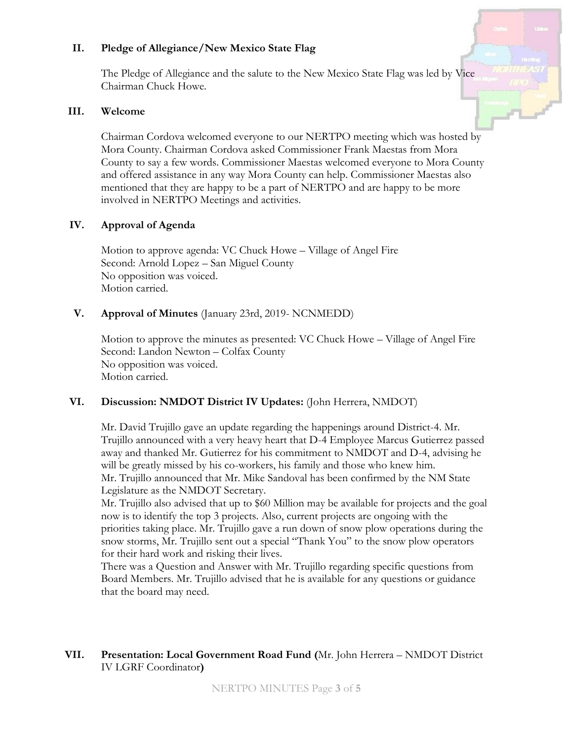## II. Pledge of Allegiance/New Mexico State Flag

The Pledge of Allegiance and the salute to the New Mexico State Flag was led by Vice Chairman Chuck Howe.

## III. Welcome

Chairman Cordova welcomed everyone to our NERTPO meeting which was hosted by Mora County. Chairman Cordova asked Commissioner Frank Maestas from Mora County to say a few words. Commissioner Maestas welcomed everyone to Mora County and offered assistance in any way Mora County can help. Commissioner Maestas also mentioned that they are happy to be a part of NERTPO and are happy to be more involved in NERTPO Meetings and activities.

## IV. Approval of Agenda

Motion to approve agenda: VC Chuck Howe – Village of Angel Fire
Second: Arnold Lopez – San Miguel County
No opposition was voiced.
Motion carried.

## V. Approval of Minutes (January 23rd, 2019- NCNMEDD)

Motion to approve the minutes as presented: VC Chuck Howe – Village of Angel Fire
Second: Landon Newton – Colfax County
No opposition was voiced.
Motion carried.

## VI. Discussion: NMDOT District IV Updates: (John Herrera, NMDOT)

Mr. David Trujillo gave an update regarding the happenings around District-4. Mr. Trujillo announced with a very heavy heart that D-4 Employee Marcus Gutierrez passed away and thanked Mr. Gutierrez for his commitment to NMDOT and D-4, advising he will be greatly missed by his co-workers, his family and those who knew him.
Mr. Trujillo announced that Mr. Mike Sandoval has been confirmed by the NM State Legislature as the NMDOT Secretary.
Mr. Trujillo also advised that up to $60 Million may be available for projects and the goal now is to identify the top 3 projects. Also, current projects are ongoing with the priorities taking place. Mr. Trujillo gave a run down of snow plow operations during the snow storms, Mr. Trujillo sent out a special "Thank You" to the snow plow operators for their hard work and risking their lives.
There was a Question and Answer with Mr. Trujillo regarding specific questions from Board Members. Mr. Trujillo advised that he is available for any questions or guidance that the board may need.

## VII. Presentation: Local Government Road Fund (Mr. John Herrera – NMDOT District IV LGRF Coordinator)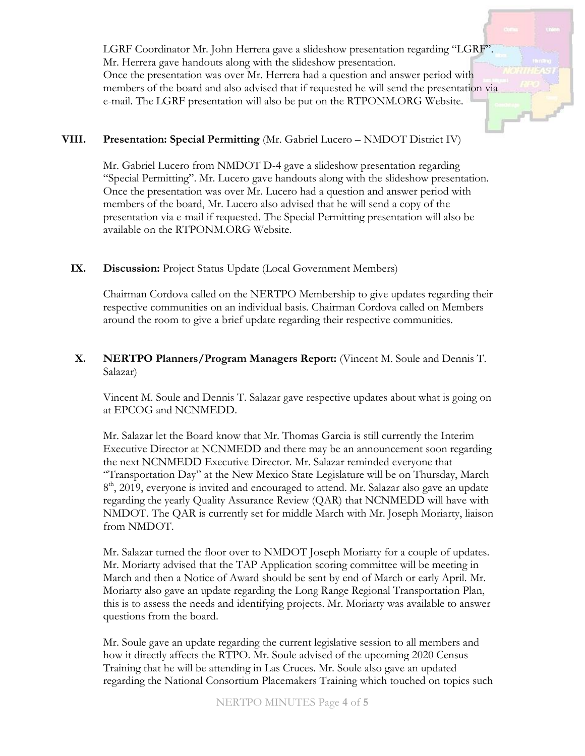LGRF Coordinator Mr. John Herrera gave a slideshow presentation regarding "LGRF". Mr. Herrera gave handouts along with the slideshow presentation. Once the presentation was over Mr. Herrera had a question and answer period with members of the board and also advised that if requested he will send the presentation via e-mail. The LGRF presentation will also be put on the RTPONM.ORG Website.

**VIII. Presentation: Special Permitting** (Mr. Gabriel Lucero – NMDOT District IV)

Mr. Gabriel Lucero from NMDOT D-4 gave a slideshow presentation regarding "Special Permitting". Mr. Lucero gave handouts along with the slideshow presentation. Once the presentation was over Mr. Lucero had a question and answer period with members of the board, Mr. Lucero also advised that he will send a copy of the presentation via e-mail if requested. The Special Permitting presentation will also be available on the RTPONM.ORG Website.

**IX. Discussion:** Project Status Update (Local Government Members)

Chairman Cordova called on the NERTPO Membership to give updates regarding their respective communities on an individual basis. Chairman Cordova called on Members around the room to give a brief update regarding their respective communities.

**X. NERTPO Planners/Program Managers Report:** (Vincent M. Soule and Dennis T. Salazar)

Vincent M. Soule and Dennis T. Salazar gave respective updates about what is going on at EPCOG and NCNMEDD.

Mr. Salazar let the Board know that Mr. Thomas Garcia is still currently the Interim Executive Director at NCNMEDD and there may be an announcement soon regarding the next NCNMEDD Executive Director. Mr. Salazar reminded everyone that "Transportation Day" at the New Mexico State Legislature will be on Thursday, March 8th, 2019, everyone is invited and encouraged to attend. Mr. Salazar also gave an update regarding the yearly Quality Assurance Review (QAR) that NCNMEDD will have with NMDOT. The QAR is currently set for middle March with Mr. Joseph Moriarty, liaison from NMDOT.

Mr. Salazar turned the floor over to NMDOT Joseph Moriarty for a couple of updates. Mr. Moriarty advised that the TAP Application scoring committee will be meeting in March and then a Notice of Award should be sent by end of March or early April. Mr. Moriarty also gave an update regarding the Long Range Regional Transportation Plan, this is to assess the needs and identifying projects. Mr. Moriarty was available to answer questions from the board.

Mr. Soule gave an update regarding the current legislative session to all members and how it directly affects the RTPO. Mr. Soule advised of the upcoming 2020 Census Training that he will be attending in Las Cruces. Mr. Soule also gave an updated regarding the National Consortium Placemakers Training which touched on topics such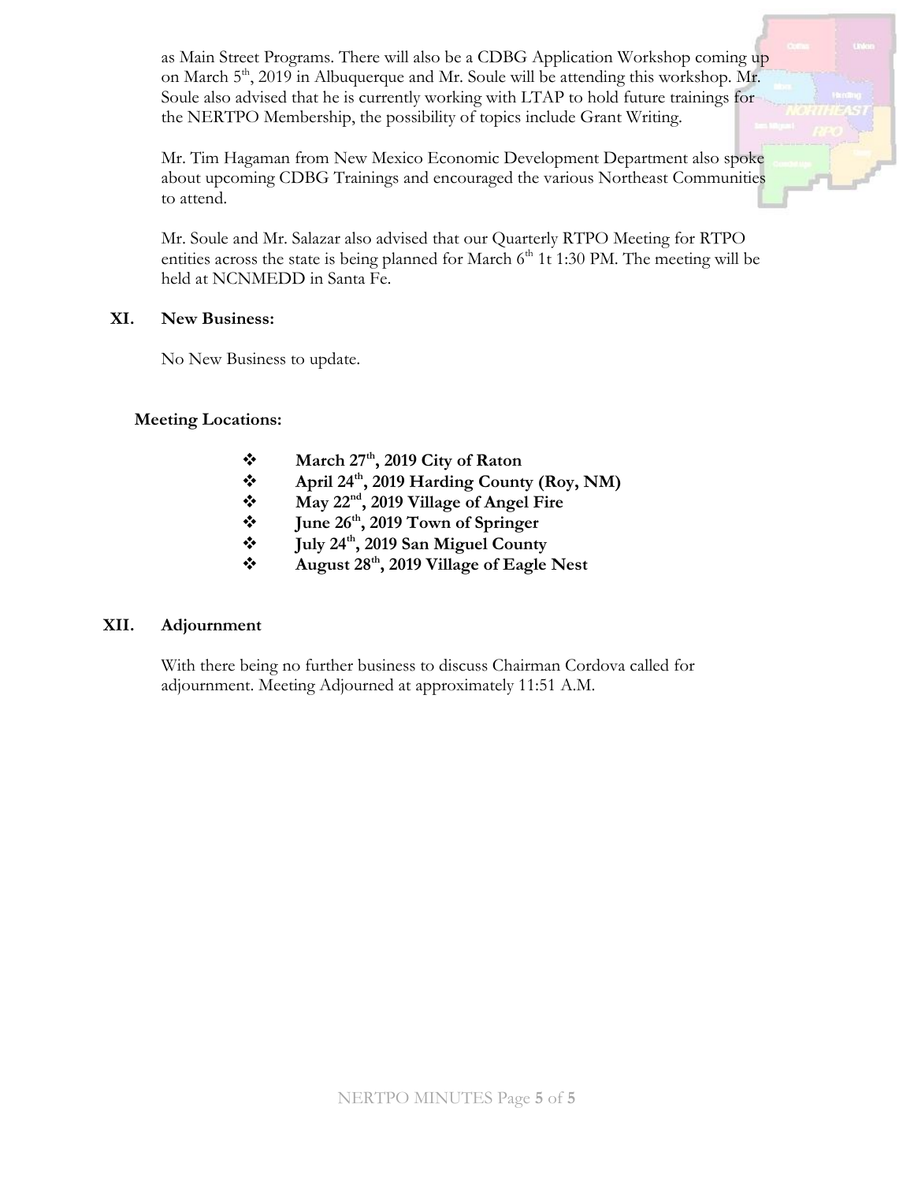as Main Street Programs. There will also be a CDBG Application Workshop coming up on March 5th, 2019 in Albuquerque and Mr. Soule will be attending this workshop. Mr. Soule also advised that he is currently working with LTAP to hold future trainings for the NERTPO Membership, the possibility of topics include Grant Writing.

Mr. Tim Hagaman from New Mexico Economic Development Department also spoke about upcoming CDBG Trainings and encouraged the various Northeast Communities to attend.

Mr. Soule and Mr. Salazar also advised that our Quarterly RTPO Meeting for RTPO entities across the state is being planned for March 6th 1t 1:30 PM. The meeting will be held at NCNMEDD in Santa Fe.

## XI. New Business:

No New Business to update.

### Meeting Locations:

- **March 27th, 2019 City of Raton**
- **April 24th, 2019 Harding County (Roy, NM)**
- **May 22nd, 2019 Village of Angel Fire**
- **June 26th, 2019 Town of Springer**
- **July 24th, 2019 San Miguel County**
- **August 28th, 2019 Village of Eagle Nest**

## XII. Adjournment

With there being no further business to discuss Chairman Cordova called for adjournment. Meeting Adjourned at approximately 11:51 A.M.